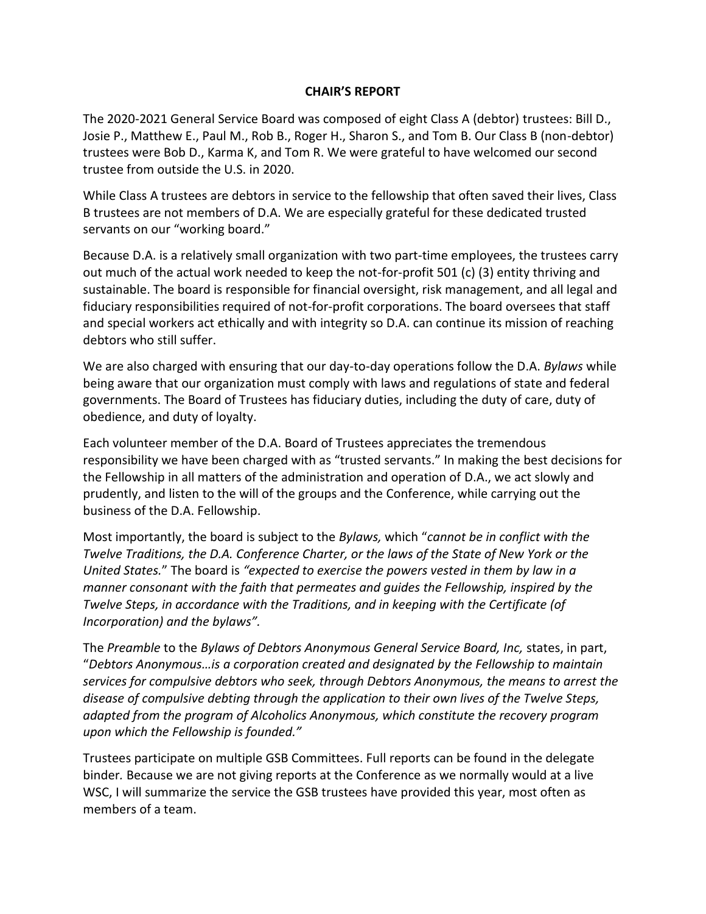# CHAIR'S REPORT

The 2020-2021 General Service Board was composed of eight Class A (debtor) trustees: Bill D., Josie P., Matthew E., Paul M., Rob B., Roger H., Sharon S., and Tom B. Our Class B (non-debtor) trustees were Bob D., Karma K, and Tom R. We were grateful to have welcomed our second trustee from outside the U.S. in 2020.

While Class A trustees are debtors in service to the fellowship that often saved their lives, Class B trustees are not members of D.A. We are especially grateful for these dedicated trusted servants on our "working board."

Because D.A. is a relatively small organization with two part-time employees, the trustees carry out much of the actual work needed to keep the not-for-profit 501 (c) (3) entity thriving and sustainable. The board is responsible for financial oversight, risk management, and all legal and fiduciary responsibilities required of not-for-profit corporations. The board oversees that staff and special workers act ethically and with integrity so D.A. can continue its mission of reaching debtors who still suffer.

We are also charged with ensuring that our day-to-day operations follow the D.A. *Bylaws* while being aware that our organization must comply with laws and regulations of state and federal governments. The Board of Trustees has fiduciary duties, including the duty of care, duty of obedience, and duty of loyalty.

Each volunteer member of the D.A. Board of Trustees appreciates the tremendous responsibility we have been charged with as "trusted servants." In making the best decisions for the Fellowship in all matters of the administration and operation of D.A., we act slowly and prudently, and listen to the will of the groups and the Conference, while carrying out the business of the D.A. Fellowship.

Most importantly, the board is subject to the *Bylaws,* which "*cannot be in conflict with the Twelve Traditions, the D.A. Conference Charter, or the laws of the State of New York or the United States.*" The board is *"expected to exercise the powers vested in them by law in a manner consonant with the faith that permeates and guides the Fellowship, inspired by the Twelve Steps, in accordance with the Traditions, and in keeping with the Certificate (of Incorporation) and the bylaws".*

The *Preamble* to the *Bylaws of Debtors Anonymous General Service Board, Inc,* states, in part, "*Debtors Anonymous…is a corporation created and designated by the Fellowship to maintain services for compulsive debtors who seek, through Debtors Anonymous, the means to arrest the disease of compulsive debting through the application to their own lives of the Twelve Steps, adapted from the program of Alcoholics Anonymous, which constitute the recovery program upon which the Fellowship is founded."*

Trustees participate on multiple GSB Committees. Full reports can be found in the delegate binder*.* Because we are not giving reports at the Conference as we normally would at a live WSC, I will summarize the service the GSB trustees have provided this year, most often as members of a team.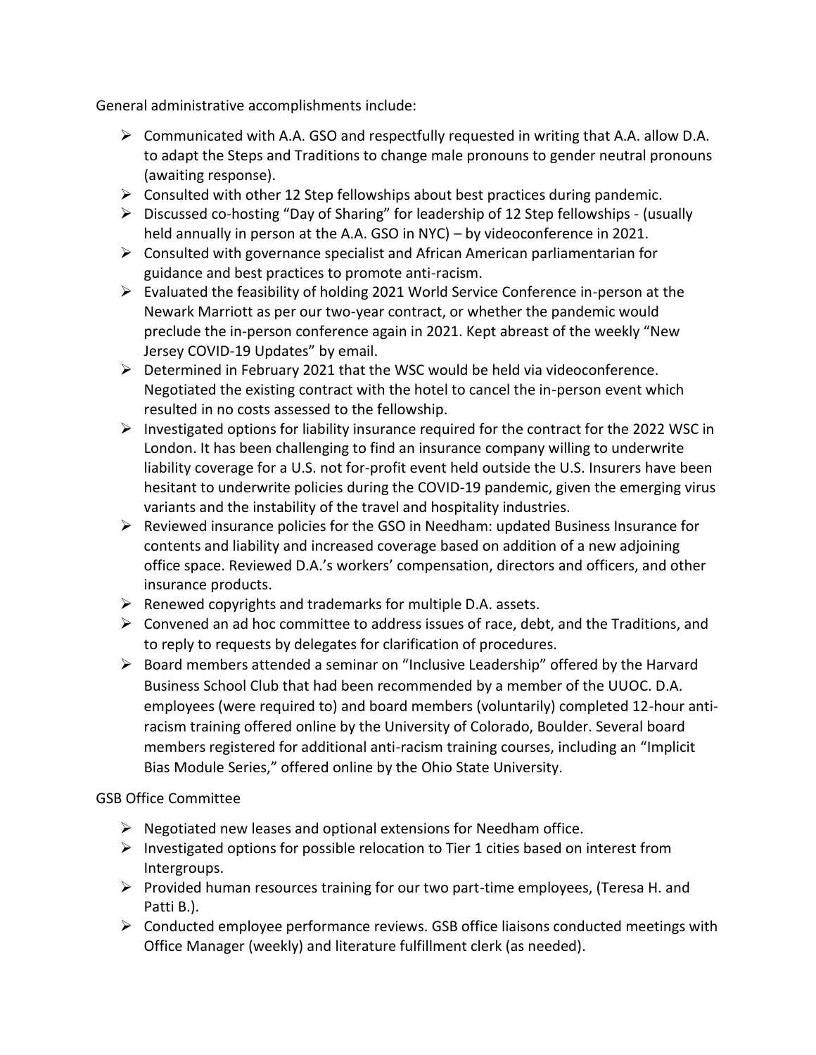General administrative accomplishments include:

- Communicated with A.A. GSO and respectfully requested in writing that A.A. allow D.A. to adapt the Steps and Traditions to change male pronouns to gender neutral pronouns (awaiting response).
- Consulted with other 12 Step fellowships about best practices during pandemic.
- Discussed co-hosting "Day of Sharing" for leadership of 12 Step fellowships - (usually held annually in person at the A.A. GSO in NYC) – by videoconference in 2021.
- Consulted with governance specialist and African American parliamentarian for guidance and best practices to promote anti-racism.
- Evaluated the feasibility of holding 2021 World Service Conference in-person at the Newark Marriott as per our two-year contract, or whether the pandemic would preclude the in-person conference again in 2021. Kept abreast of the weekly "New Jersey COVID-19 Updates" by email.
- Determined in February 2021 that the WSC would be held via videoconference. Negotiated the existing contract with the hotel to cancel the in-person event which resulted in no costs assessed to the fellowship.
- Investigated options for liability insurance required for the contract for the 2022 WSC in London. It has been challenging to find an insurance company willing to underwrite liability coverage for a U.S. not for-profit event held outside the U.S. Insurers have been hesitant to underwrite policies during the COVID-19 pandemic, given the emerging virus variants and the instability of the travel and hospitality industries.
- Reviewed insurance policies for the GSO in Needham: updated Business Insurance for contents and liability and increased coverage based on addition of a new adjoining office space. Reviewed D.A.'s workers' compensation, directors and officers, and other insurance products.
- Renewed copyrights and trademarks for multiple D.A. assets.
- Convened an ad hoc committee to address issues of race, debt, and the Traditions, and to reply to requests by delegates for clarification of procedures.
- Board members attended a seminar on "Inclusive Leadership" offered by the Harvard Business School Club that had been recommended by a member of the UUOC. D.A. employees (were required to) and board members (voluntarily) completed 12-hour anti-racism training offered online by the University of Colorado, Boulder. Several board members registered for additional anti-racism training courses, including an "Implicit Bias Module Series," offered online by the Ohio State University.

GSB Office Committee

- Negotiated new leases and optional extensions for Needham office.
- Investigated options for possible relocation to Tier 1 cities based on interest from Intergroups.
- Provided human resources training for our two part-time employees, (Teresa H. and Patti B.).
- Conducted employee performance reviews. GSB office liaisons conducted meetings with Office Manager (weekly) and literature fulfillment clerk (as needed).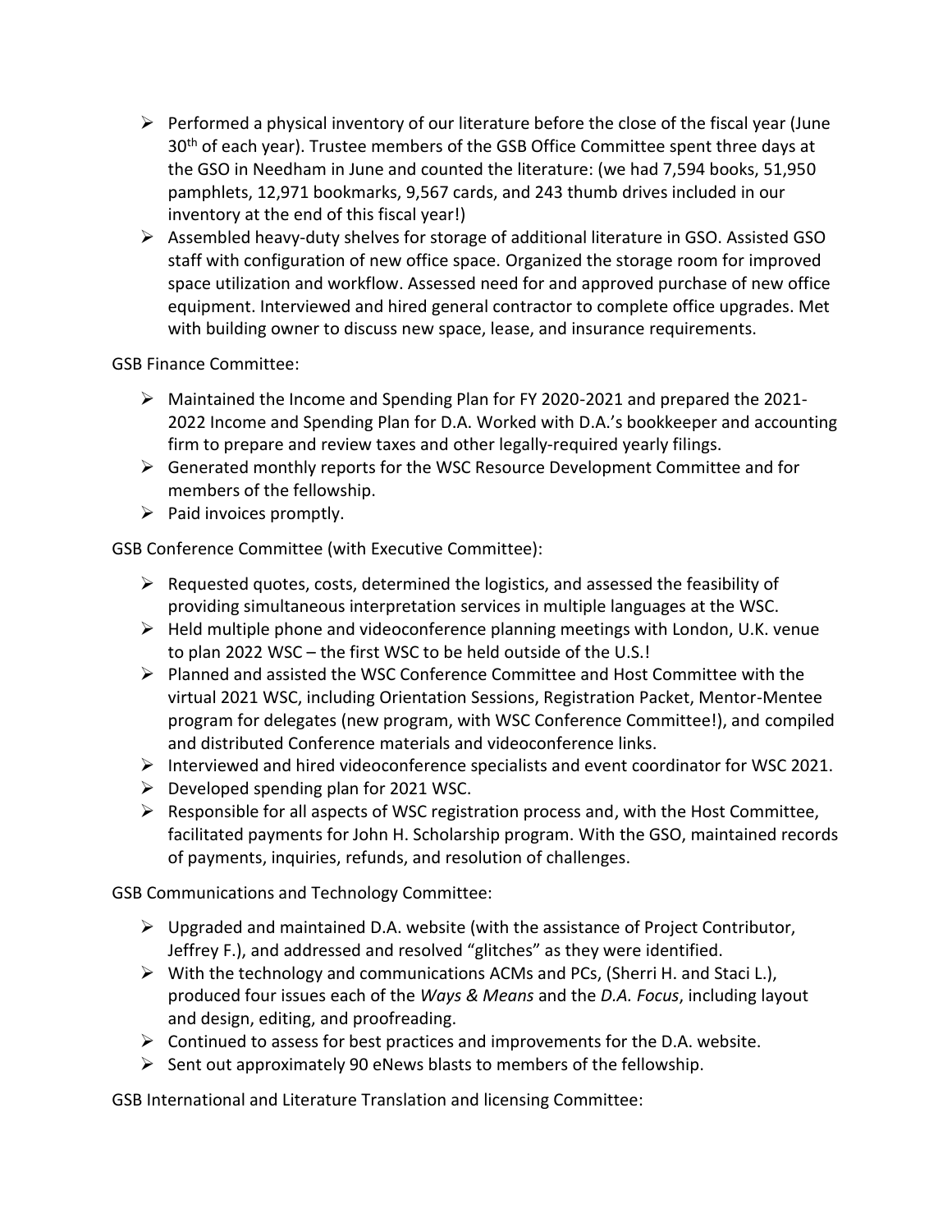- Performed a physical inventory of our literature before the close of the fiscal year (June 30th of each year). Trustee members of the GSB Office Committee spent three days at the GSO in Needham in June and counted the literature: (we had 7,594 books, 51,950 pamphlets, 12,971 bookmarks, 9,567 cards, and 243 thumb drives included in our inventory at the end of this fiscal year!)
- Assembled heavy-duty shelves for storage of additional literature in GSO. Assisted GSO staff with configuration of new office space. Organized the storage room for improved space utilization and workflow. Assessed need for and approved purchase of new office equipment. Interviewed and hired general contractor to complete office upgrades. Met with building owner to discuss new space, lease, and insurance requirements.

GSB Finance Committee:

- Maintained the Income and Spending Plan for FY 2020-2021 and prepared the 2021-2022 Income and Spending Plan for D.A. Worked with D.A.'s bookkeeper and accounting firm to prepare and review taxes and other legally-required yearly filings.
- Generated monthly reports for the WSC Resource Development Committee and for members of the fellowship.
- Paid invoices promptly.

GSB Conference Committee (with Executive Committee):

- Requested quotes, costs, determined the logistics, and assessed the feasibility of providing simultaneous interpretation services in multiple languages at the WSC.
- Held multiple phone and videoconference planning meetings with London, U.K. venue to plan 2022 WSC – the first WSC to be held outside of the U.S.!
- Planned and assisted the WSC Conference Committee and Host Committee with the virtual 2021 WSC, including Orientation Sessions, Registration Packet, Mentor-Mentee program for delegates (new program, with WSC Conference Committee!), and compiled and distributed Conference materials and videoconference links.
- Interviewed and hired videoconference specialists and event coordinator for WSC 2021.
- Developed spending plan for 2021 WSC.
- Responsible for all aspects of WSC registration process and, with the Host Committee, facilitated payments for John H. Scholarship program. With the GSO, maintained records of payments, inquiries, refunds, and resolution of challenges.

GSB Communications and Technology Committee:

- Upgraded and maintained D.A. website (with the assistance of Project Contributor, Jeffrey F.), and addressed and resolved "glitches" as they were identified.
- With the technology and communications ACMs and PCs, (Sherri H. and Staci L.), produced four issues each of the *Ways & Means* and the *D.A. Focus*, including layout and design, editing, and proofreading.
- Continued to assess for best practices and improvements for the D.A. website.
- Sent out approximately 90 eNews blasts to members of the fellowship.

GSB International and Literature Translation and licensing Committee: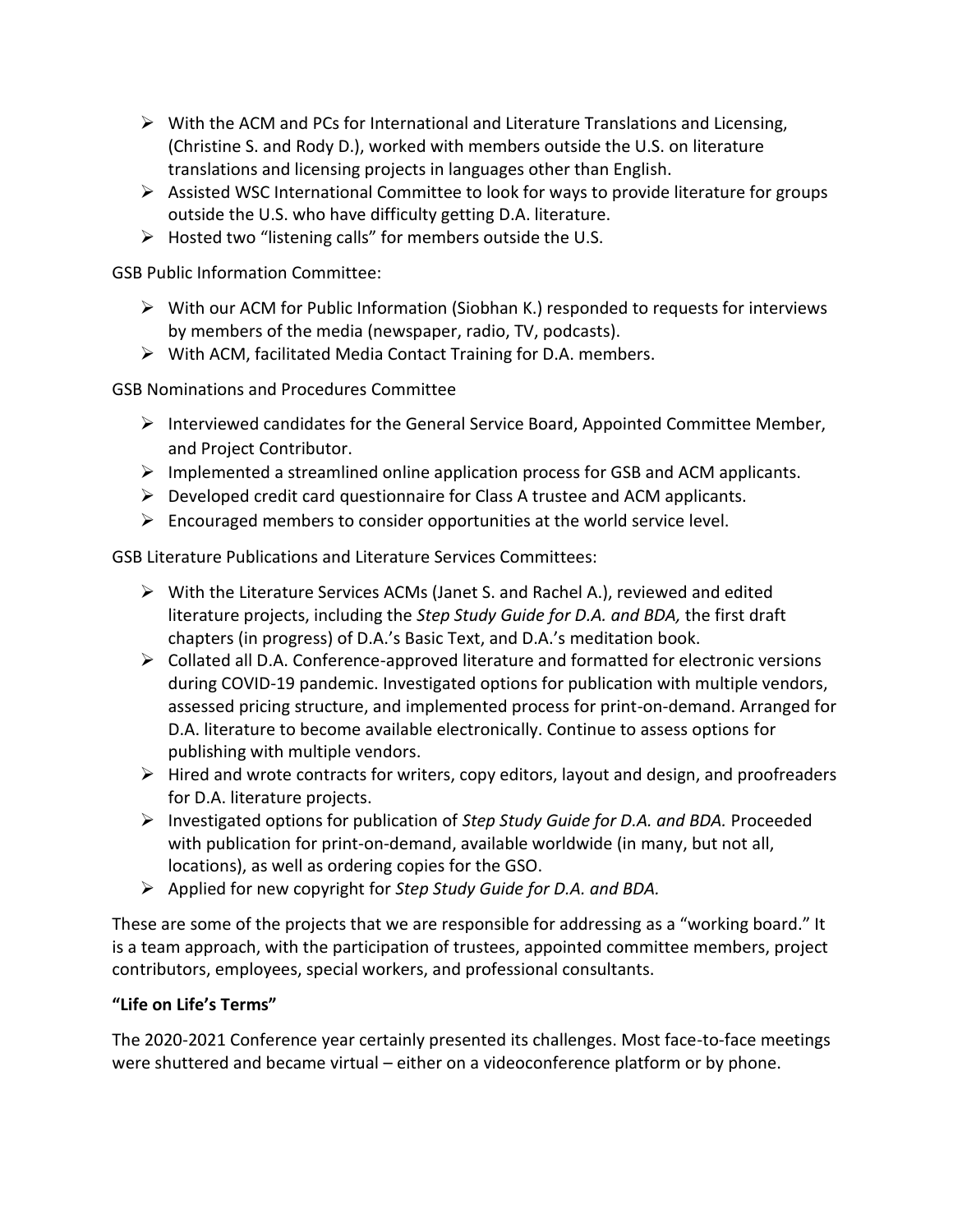- With the ACM and PCs for International and Literature Translations and Licensing, (Christine S. and Rody D.), worked with members outside the U.S. on literature translations and licensing projects in languages other than English.
- Assisted WSC International Committee to look for ways to provide literature for groups outside the U.S. who have difficulty getting D.A. literature.
- Hosted two "listening calls" for members outside the U.S.

GSB Public Information Committee:

- With our ACM for Public Information (Siobhan K.) responded to requests for interviews by members of the media (newspaper, radio, TV, podcasts).
- With ACM, facilitated Media Contact Training for D.A. members.

GSB Nominations and Procedures Committee

- Interviewed candidates for the General Service Board, Appointed Committee Member, and Project Contributor.
- Implemented a streamlined online application process for GSB and ACM applicants.
- Developed credit card questionnaire for Class A trustee and ACM applicants.
- Encouraged members to consider opportunities at the world service level.

GSB Literature Publications and Literature Services Committees:

- With the Literature Services ACMs (Janet S. and Rachel A.), reviewed and edited literature projects, including the *Step Study Guide for D.A. and BDA,* the first draft chapters (in progress) of D.A.'s Basic Text, and D.A.'s meditation book.
- Collated all D.A. Conference-approved literature and formatted for electronic versions during COVID-19 pandemic. Investigated options for publication with multiple vendors, assessed pricing structure, and implemented process for print-on-demand. Arranged for D.A. literature to become available electronically. Continue to assess options for publishing with multiple vendors.
- Hired and wrote contracts for writers, copy editors, layout and design, and proofreaders for D.A. literature projects.
- Investigated options for publication of *Step Study Guide for D.A. and BDA.* Proceeded with publication for print-on-demand, available worldwide (in many, but not all, locations), as well as ordering copies for the GSO.
- Applied for new copyright for *Step Study Guide for D.A. and BDA.*

These are some of the projects that we are responsible for addressing as a "working board." It is a team approach, with the participation of trustees, appointed committee members, project contributors, employees, special workers, and professional consultants.

**"Life on Life's Terms"**

The 2020-2021 Conference year certainly presented its challenges. Most face-to-face meetings were shuttered and became virtual – either on a videoconference platform or by phone.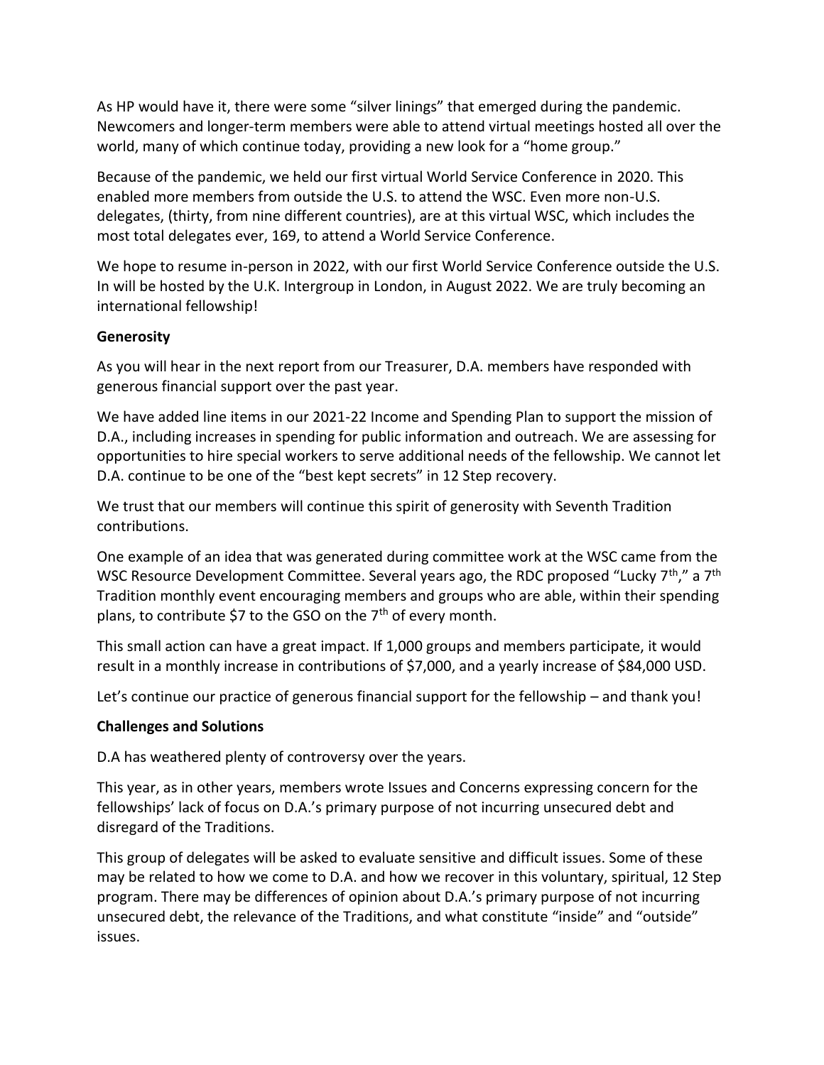As HP would have it, there were some "silver linings" that emerged during the pandemic. Newcomers and longer-term members were able to attend virtual meetings hosted all over the world, many of which continue today, providing a new look for a "home group."

Because of the pandemic, we held our first virtual World Service Conference in 2020. This enabled more members from outside the U.S. to attend the WSC. Even more non-U.S. delegates, (thirty, from nine different countries), are at this virtual WSC, which includes the most total delegates ever, 169, to attend a World Service Conference.

We hope to resume in-person in 2022, with our first World Service Conference outside the U.S. In will be hosted by the U.K. Intergroup in London, in August 2022. We are truly becoming an international fellowship!

**Generosity**

As you will hear in the next report from our Treasurer, D.A. members have responded with generous financial support over the past year.

We have added line items in our 2021-22 Income and Spending Plan to support the mission of D.A., including increases in spending for public information and outreach. We are assessing for opportunities to hire special workers to serve additional needs of the fellowship. We cannot let D.A. continue to be one of the "best kept secrets" in 12 Step recovery.

We trust that our members will continue this spirit of generosity with Seventh Tradition contributions.

One example of an idea that was generated during committee work at the WSC came from the WSC Resource Development Committee. Several years ago, the RDC proposed "Lucky 7th," a 7th Tradition monthly event encouraging members and groups who are able, within their spending plans, to contribute $7 to the GSO on the 7th of every month.

This small action can have a great impact. If 1,000 groups and members participate, it would result in a monthly increase in contributions of $7,000, and a yearly increase of $84,000 USD.

Let's continue our practice of generous financial support for the fellowship – and thank you!

**Challenges and Solutions**

D.A has weathered plenty of controversy over the years.

This year, as in other years, members wrote Issues and Concerns expressing concern for the fellowships' lack of focus on D.A.'s primary purpose of not incurring unsecured debt and disregard of the Traditions.

This group of delegates will be asked to evaluate sensitive and difficult issues. Some of these may be related to how we come to D.A. and how we recover in this voluntary, spiritual, 12 Step program. There may be differences of opinion about D.A.'s primary purpose of not incurring unsecured debt, the relevance of the Traditions, and what constitute "inside" and "outside" issues.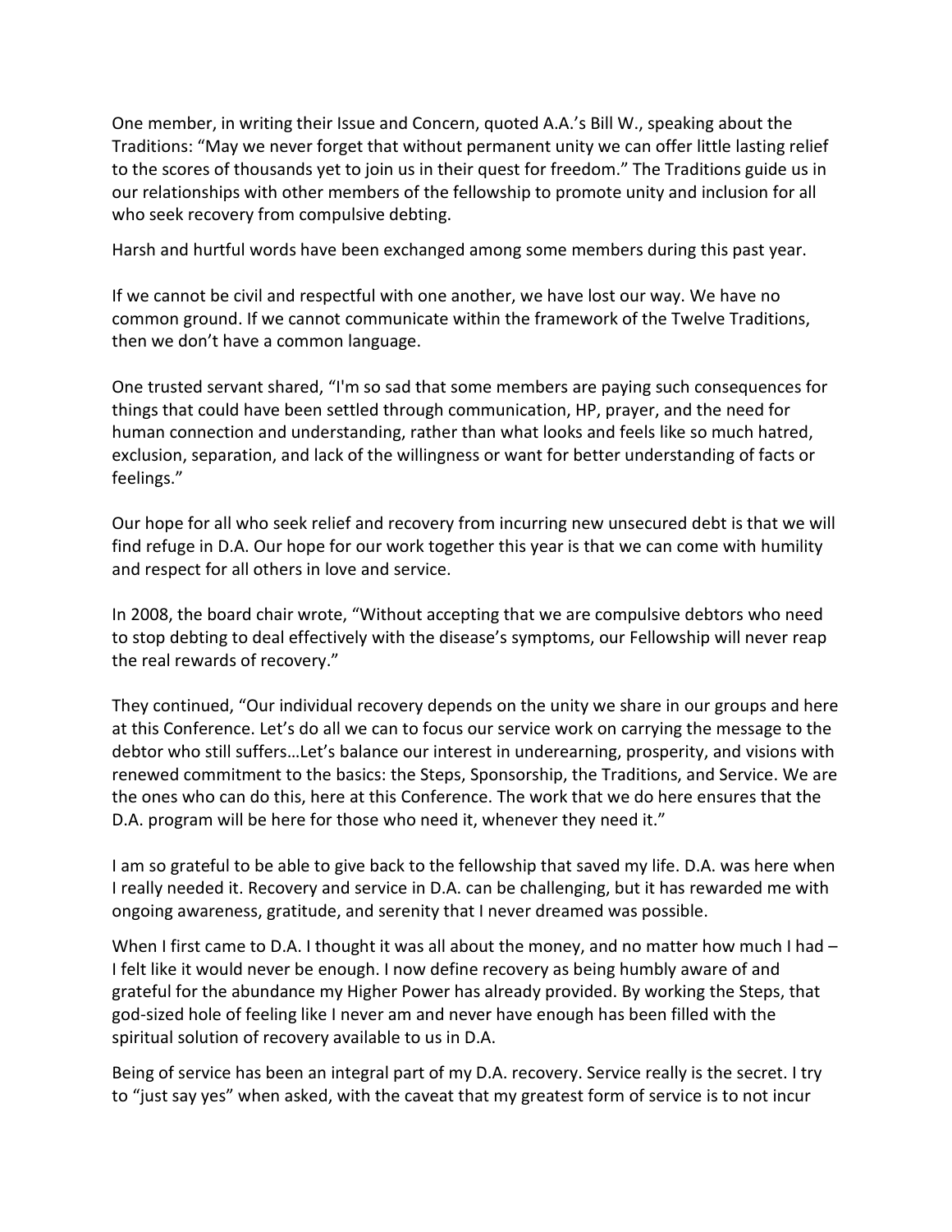One member, in writing their Issue and Concern, quoted A.A.'s Bill W., speaking about the Traditions: "May we never forget that without permanent unity we can offer little lasting relief to the scores of thousands yet to join us in their quest for freedom." The Traditions guide us in our relationships with other members of the fellowship to promote unity and inclusion for all who seek recovery from compulsive debting.

Harsh and hurtful words have been exchanged among some members during this past year.

If we cannot be civil and respectful with one another, we have lost our way. We have no common ground. If we cannot communicate within the framework of the Twelve Traditions, then we don't have a common language.

One trusted servant shared, "I'm so sad that some members are paying such consequences for things that could have been settled through communication, HP, prayer, and the need for human connection and understanding, rather than what looks and feels like so much hatred, exclusion, separation, and lack of the willingness or want for better understanding of facts or feelings."

Our hope for all who seek relief and recovery from incurring new unsecured debt is that we will find refuge in D.A. Our hope for our work together this year is that we can come with humility and respect for all others in love and service.

In 2008, the board chair wrote, "Without accepting that we are compulsive debtors who need to stop debting to deal effectively with the disease's symptoms, our Fellowship will never reap the real rewards of recovery."

They continued, "Our individual recovery depends on the unity we share in our groups and here at this Conference. Let's do all we can to focus our service work on carrying the message to the debtor who still suffers…Let's balance our interest in underearning, prosperity, and visions with renewed commitment to the basics: the Steps, Sponsorship, the Traditions, and Service. We are the ones who can do this, here at this Conference. The work that we do here ensures that the D.A. program will be here for those who need it, whenever they need it."

I am so grateful to be able to give back to the fellowship that saved my life. D.A. was here when I really needed it. Recovery and service in D.A. can be challenging, but it has rewarded me with ongoing awareness, gratitude, and serenity that I never dreamed was possible.

When I first came to D.A. I thought it was all about the money, and no matter how much I had – I felt like it would never be enough. I now define recovery as being humbly aware of and grateful for the abundance my Higher Power has already provided. By working the Steps, that god-sized hole of feeling like I never am and never have enough has been filled with the spiritual solution of recovery available to us in D.A.

Being of service has been an integral part of my D.A. recovery. Service really is the secret. I try to "just say yes" when asked, with the caveat that my greatest form of service is to not incur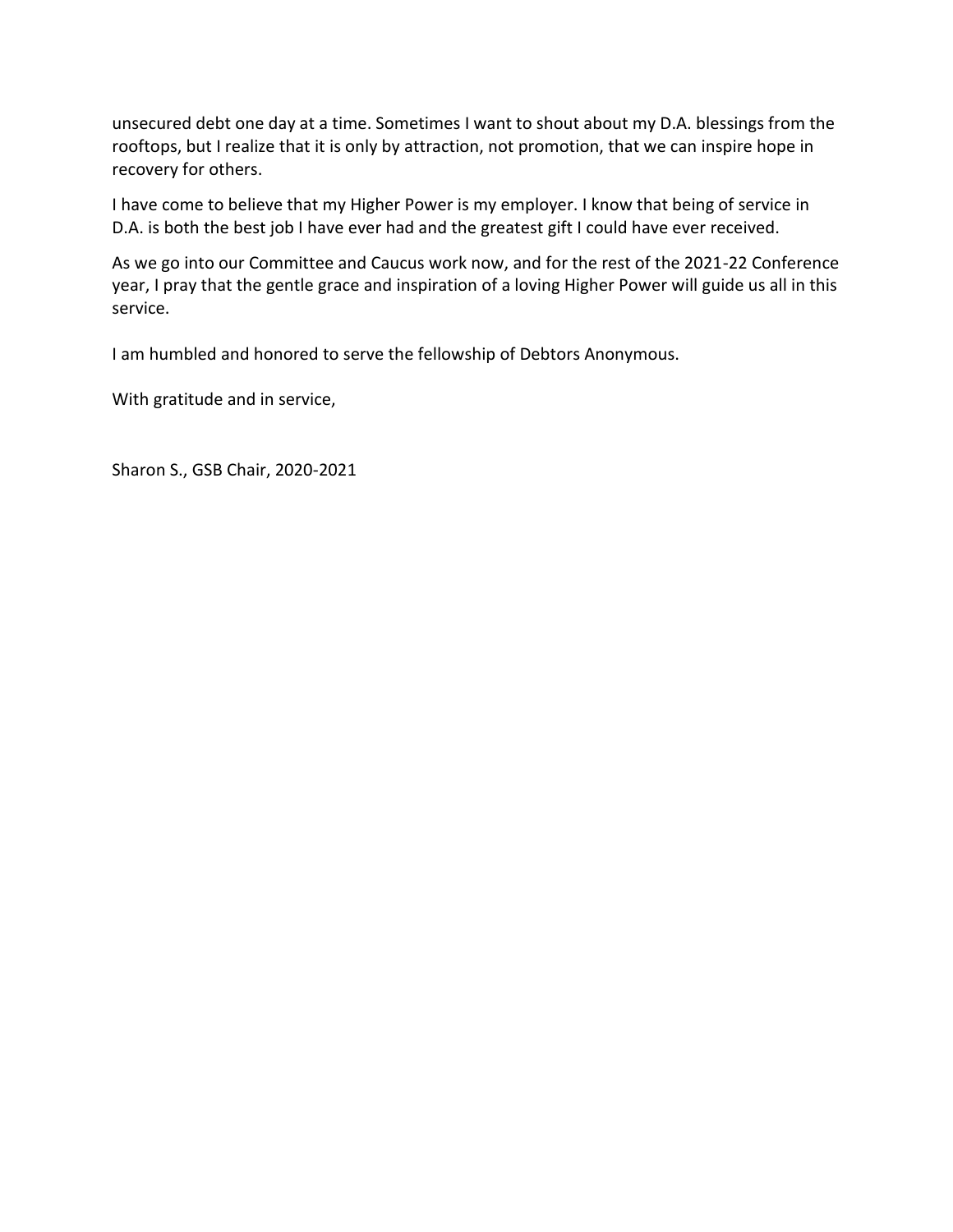unsecured debt one day at a time. Sometimes I want to shout about my D.A. blessings from the rooftops, but I realize that it is only by attraction, not promotion, that we can inspire hope in recovery for others.

I have come to believe that my Higher Power is my employer. I know that being of service in D.A. is both the best job I have ever had and the greatest gift I could have ever received.

As we go into our Committee and Caucus work now, and for the rest of the 2021-22 Conference year, I pray that the gentle grace and inspiration of a loving Higher Power will guide us all in this service.

I am humbled and honored to serve the fellowship of Debtors Anonymous.

With gratitude and in service,

Sharon S., GSB Chair, 2020-2021